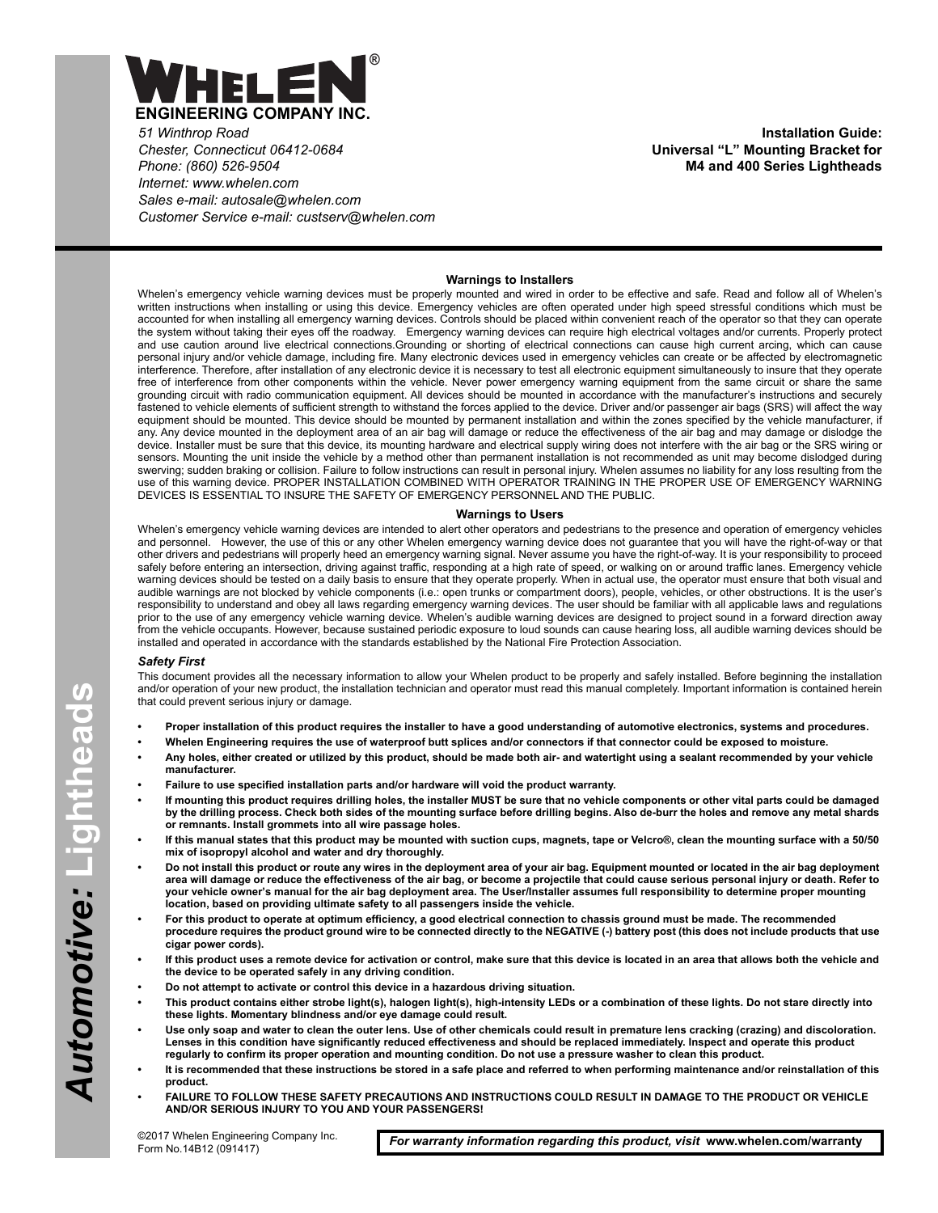# WHELEN®

**ENGINEERING COMPANY INC.**

*51 Winthrop Road*
*Chester, Connecticut 06412-0684*
*Phone: (860) 526-9504*
*Internet: www.whelen.com*
*Sales e-mail: autosale@whelen.com*
*Customer Service e-mail: custserv@whelen.com*

**Installation Guide:**
**Universal "L" Mounting Bracket for**
**M4 and 400 Series Lightheads**

*Automotive:* **Lightheads**

### Warnings to Installers

Whelen's emergency vehicle warning devices must be properly mounted and wired in order to be effective and safe. Read and follow all of Whelen's written instructions when installing or using this device. Emergency vehicles are often operated under high speed stressful conditions which must be accounted for when installing all emergency warning devices. Controls should be placed within convenient reach of the operator so that they can operate the system without taking their eyes off the roadway. Emergency warning devices can require high electrical voltages and/or currents. Properly protect and use caution around live electrical connections.Grounding or shorting of electrical connections can cause high current arcing, which can cause personal injury and/or vehicle damage, including fire. Many electronic devices used in emergency vehicles can create or be affected by electromagnetic interference. Therefore, after installation of any electronic device it is necessary to test all electronic equipment simultaneously to insure that they operate free of interference from other components within the vehicle. Never power emergency warning equipment from the same circuit or share the same grounding circuit with radio communication equipment. All devices should be mounted in accordance with the manufacturer's instructions and securely fastened to vehicle elements of sufficient strength to withstand the forces applied to the device. Driver and/or passenger air bags (SRS) will affect the way equipment should be mounted. This device should be mounted by permanent installation and within the zones specified by the vehicle manufacturer, if any. Any device mounted in the deployment area of an air bag will damage or reduce the effectiveness of the air bag and may damage or dislodge the device. Installer must be sure that this device, its mounting hardware and electrical supply wiring does not interfere with the air bag or the SRS wiring or sensors. Mounting the unit inside the vehicle by a method other than permanent installation is not recommended as unit may become dislodged during swerving; sudden braking or collision. Failure to follow instructions can result in personal injury. Whelen assumes no liability for any loss resulting from the use of this warning device. PROPER INSTALLATION COMBINED WITH OPERATOR TRAINING IN THE PROPER USE OF EMERGENCY WARNING DEVICES IS ESSENTIAL TO INSURE THE SAFETY OF EMERGENCY PERSONNEL AND THE PUBLIC.

### Warnings to Users

Whelen's emergency vehicle warning devices are intended to alert other operators and pedestrians to the presence and operation of emergency vehicles and personnel. However, the use of this or any other Whelen emergency warning device does not guarantee that you will have the right-of-way or that other drivers and pedestrians will properly heed an emergency warning signal. Never assume you have the right-of-way. It is your responsibility to proceed safely before entering an intersection, driving against traffic, responding at a high rate of speed, or walking on or around traffic lanes. Emergency vehicle warning devices should be tested on a daily basis to ensure that they operate properly. When in actual use, the operator must ensure that both visual and audible warnings are not blocked by vehicle components (i.e.: open trunks or compartment doors), people, vehicles, or other obstructions. It is the user's responsibility to understand and obey all laws regarding emergency warning devices. The user should be familiar with all applicable laws and regulations prior to the use of any emergency vehicle warning device. Whelen's audible warning devices are designed to project sound in a forward direction away from the vehicle occupants. However, because sustained periodic exposure to loud sounds can cause hearing loss, all audible warning devices should be installed and operated in accordance with the standards established by the National Fire Protection Association.

***Safety First***

This document provides all the necessary information to allow your Whelen product to be properly and safely installed. Before beginning the installation and/or operation of your new product, the installation technician and operator must read this manual completely. Important information is contained herein that could prevent serious injury or damage.

- **Proper installation of this product requires the installer to have a good understanding of automotive electronics, systems and procedures.**
- **Whelen Engineering requires the use of waterproof butt splices and/or connectors if that connector could be exposed to moisture.**
- **Any holes, either created or utilized by this product, should be made both air- and watertight using a sealant recommended by your vehicle manufacturer.**
- **Failure to use specified installation parts and/or hardware will void the product warranty.**
- **If mounting this product requires drilling holes, the installer MUST be sure that no vehicle components or other vital parts could be damaged by the drilling process. Check both sides of the mounting surface before drilling begins. Also de-burr the holes and remove any metal shards or remnants. Install grommets into all wire passage holes.**
- **If this manual states that this product may be mounted with suction cups, magnets, tape or Velcro®, clean the mounting surface with a 50/50 mix of isopropyl alcohol and water and dry thoroughly.**
- **Do not install this product or route any wires in the deployment area of your air bag. Equipment mounted or located in the air bag deployment area will damage or reduce the effectiveness of the air bag, or become a projectile that could cause serious personal injury or death. Refer to your vehicle owner's manual for the air bag deployment area. The User/Installer assumes full responsibility to determine proper mounting location, based on providing ultimate safety to all passengers inside the vehicle.**
- **For this product to operate at optimum efficiency, a good electrical connection to chassis ground must be made. The recommended procedure requires the product ground wire to be connected directly to the NEGATIVE (-) battery post (this does not include products that use cigar power cords).**
- **If this product uses a remote device for activation or control, make sure that this device is located in an area that allows both the vehicle and the device to be operated safely in any driving condition.**
- **Do not attempt to activate or control this device in a hazardous driving situation.**
- **This product contains either strobe light(s), halogen light(s), high-intensity LEDs or a combination of these lights. Do not stare directly into these lights. Momentary blindness and/or eye damage could result.**
- **Use only soap and water to clean the outer lens. Use of other chemicals could result in premature lens cracking (crazing) and discoloration. Lenses in this condition have significantly reduced effectiveness and should be replaced immediately. Inspect and operate this product regularly to confirm its proper operation and mounting condition. Do not use a pressure washer to clean this product.**
- **It is recommended that these instructions be stored in a safe place and referred to when performing maintenance and/or reinstallation of this product.**
- **FAILURE TO FOLLOW THESE SAFETY PRECAUTIONS AND INSTRUCTIONS COULD RESULT IN DAMAGE TO THE PRODUCT OR VEHICLE AND/OR SERIOUS INJURY TO YOU AND YOUR PASSENGERS!**

©2017 Whelen Engineering Company Inc.
Form No.14B12 (091417)

***For warranty information regarding this product, visit* www.whelen.com/warranty**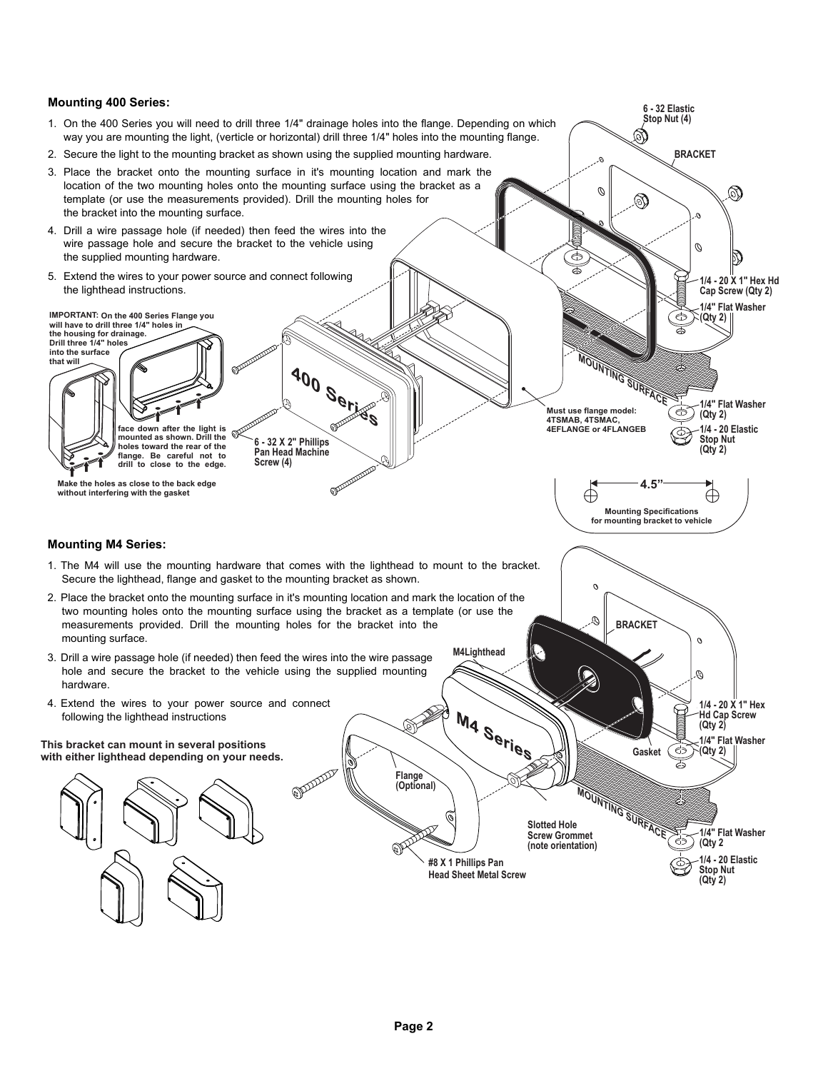## Mounting 400 Series:

1. On the 400 Series you will need to drill three 1/4" drainage holes into the flange. Depending on which way you are mounting the light, (verticle or horizontal) drill three 1/4" holes into the mounting flange.
2. Secure the light to the mounting bracket as shown using the supplied mounting hardware.
3. Place the bracket onto the mounting surface in it's mounting location and mark the location of the two mounting holes onto the mounting surface using the bracket as a template (or use the measurements provided). Drill the mounting holes for the bracket into the mounting surface.
4. Drill a wire passage hole (if needed) then feed the wires into the wire passage hole and secure the bracket to the vehicle using the supplied mounting hardware.
5. Extend the wires to your power source and connect following the lighthead instructions.

**IMPORTANT:** On the 400 Series Flange you will have to drill three 1/4" holes in the housing for drainage. Drill three 1/4" holes into the surface that will face down after the light is mounted as shown. Drill the holes toward the rear of the flange. Be careful not to drill to close to the edge.

Make the holes as close to the back edge without interfering with the gasket

6 - 32 Elastic Stop Nut (4)

BRACKET

1/4 - 20 X 1" Hex Hd Cap Screw (Qty 2)

1/4" Flat Washer (Qty 2)

MOUNTING SURFACE

1/4" Flat Washer (Qty 2)

1/4 - 20 Elastic Stop Nut (Qty 2)

Must use flange model: 4TSMAB, 4TSMAC, 4EFLANGE or 4FLANGEB

400 Series

6 - 32 X 2" Phillips Pan Head Machine Screw (4)

4.5"

Mounting Specifications for mounting bracket to vehicle

## Mounting M4 Series:

1. The M4 will use the mounting hardware that comes with the lighthead to mount to the bracket. Secure the lighthead, flange and gasket to the mounting bracket as shown.
2. Place the bracket onto the mounting surface in it's mounting location and mark the location of the two mounting holes onto the mounting surface using the bracket as a template (or use the measurements provided. Drill the mounting holes for the bracket into the mounting surface.
3. Drill a wire passage hole (if needed) then feed the wires into the wire passage hole and secure the bracket to the vehicle using the supplied mounting hardware.
4. Extend the wires to your power source and connect following the lighthead instructions

**This bracket can mount in several positions with either lighthead depending on your needs.**

BRACKET

M4Lighthead

M4 Series

Gasket

1/4 - 20 X 1" Hex Hd Cap Screw (Qty 2)

1/4" Flat Washer (Qty 2)

MOUNTING SURFACE

1/4" Flat Washer (Qty 2

1/4 - 20 Elastic Stop Nut (Qty 2)

Flange (Optional)

Slotted Hole Screw Grommet (note orientation)

#8 X 1 Phillips Pan Head Sheet Metal Screw